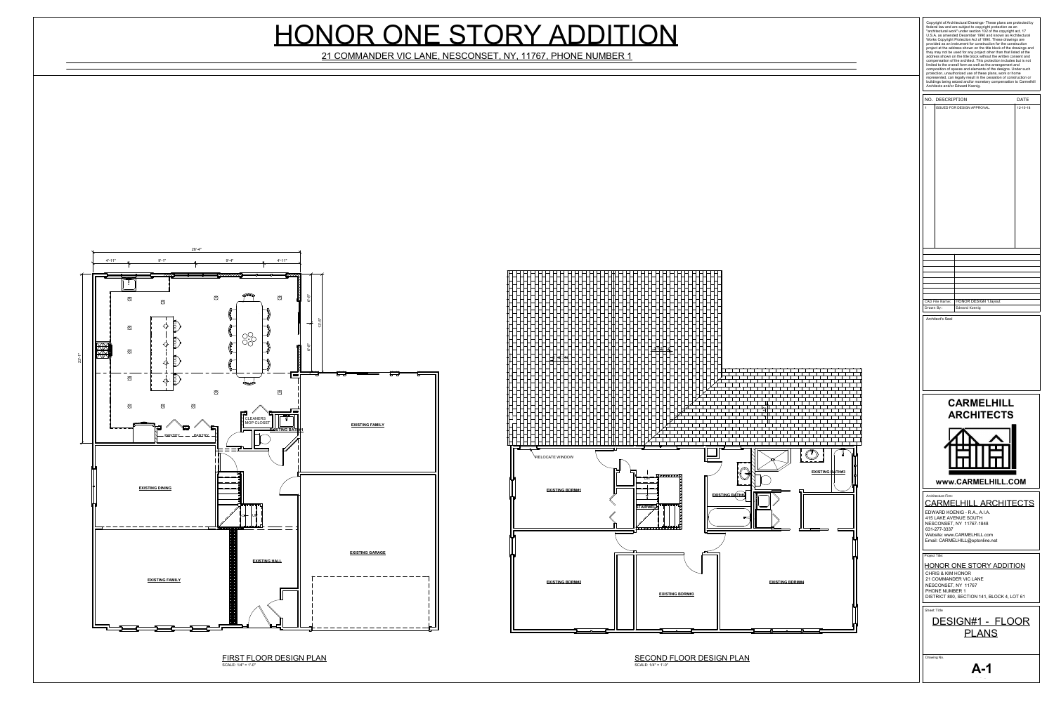# HONOR ONE STORY ADDITION

21 COMMANDER VIC LANE, NESCONSET, NY, 11767, PHONE NUMBER 1

28'-4"

4'-11" 9'-1" 9'-4" 4'-11"

6'-8" 12'-5" 6'-8"

23'-1"

CLEANERS MOP CLOSET

EXISTING BATH#1

PANTRY PANTRY

EXISTING FAMILY

EXISTING DINING

UP

EXISTING HALL

EXISTING GARAGE

EXISTING FAMILY

FIRST FLOOR DESIGN PLAN
SCALE: 1/4" = 1'-0"

RELOCATE WINDOW

EXISTING BDRM#1

STAIRWELL

EXISTING BATH#2

EXISTING BATH#3

EXISTING BDRM#2

EXISTING BDRM#3

EXISTING BDRM#4

SECOND FLOOR DESIGN PLAN
SCALE: 1/4" = 1'-0"

Copyright of Architectural Drawings- These plans are protected by federal law and are subject to copyright protection as an "architectural work" under section 102 of the copyright act, 17 U.S.A. as amended December 1990 and known as Architectural Works Copyright Protection Act of 1990. These drawings are provided as an instrument for construction for the construction project at the address shown on the title block of the drawings and they may not be used for any project other than that listed at the address shown on the title block without the written consent and compensation of the architect. This protection includes but is not limited to the overall form as well as the arrangement and composition of spaces and elements of the designs. Under such protection, unauthorized use of these plans, work or home represented, can legally result in the cessation of construction or buildings being seized and/or monetary compensation to Carmelhill Architects and/or Edward Koenig.

| NO. | DESCRIPTION | DATE |
|---|---|---|
| 1 | ISSUED FOR DESIGN APPROVAL | 12-10-18 |

| | |
|---|---|
| CAD File Name: | HONOR DESIGN 1.layout |
| Drawn By: | Edward Koenig |

Architect's Seal

**CARMELHILL ARCHITECTS**

**www.CARMELHILL.COM**

Architecture Firm:

CARMELHILL ARCHITECTS
EDWARD KOENIG - R.A., A.I.A.
415 LAKE AVENUE SOUTH
NESCONSET, NY 11767-1848
631-277-3337
Website: www.CARMELHILL.com
Email: CARMELHILL@optonline.net

Project Title:

HONOR ONE STORY ADDITION
CHRIS & KIM HONOR
21 COMMANDER VIC LANE
NESCONSET, NY 11767
PHONE NUMBER 1
DISTRICT 800, SECTION 141, BLOCK 4, LOT 61

Sheet Title:

DESIGN#1 - FLOOR PLANS

Drawing No.

**A-1**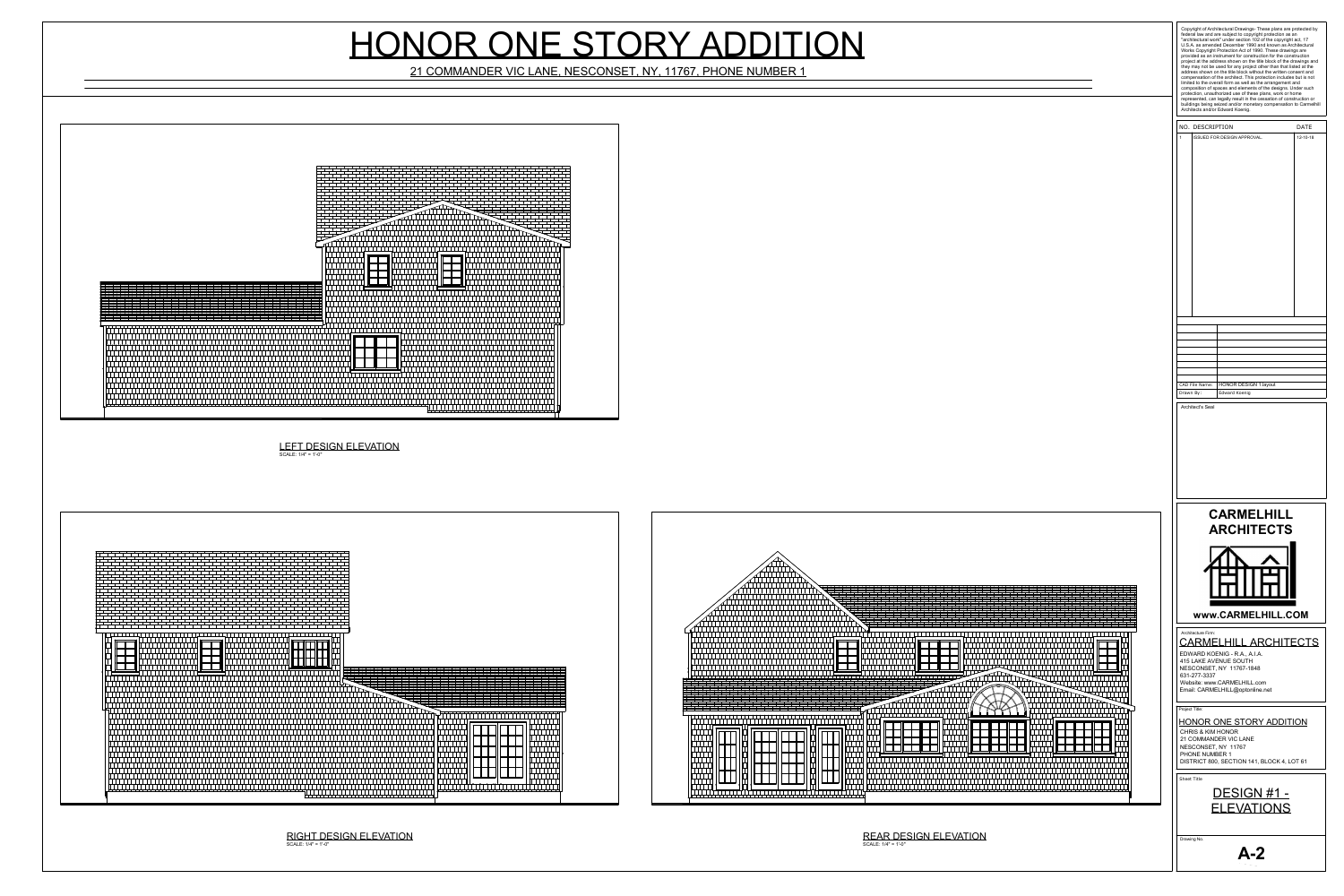# HONOR ONE STORY ADDITION

21 COMMANDER VIC LANE, NESCONSET, NY, 11767, PHONE NUMBER 1

LEFT DESIGN ELEVATION
SCALE: 1/4" = 1'-0"

RIGHT DESIGN ELEVATION
SCALE: 1/4" = 1'-0"

REAR DESIGN ELEVATION
SCALE: 1/4" = 1'-0"

Copyright of Architectural Drawings- These plans are protected by federal law and are subject to copyright protection as an "architectural work" under section 102 of the copyright act, 17 U.S.A. as amended December 1990 and known as Architectural Works Copyright Protection Act of 1990. These drawings are provided as an instrument for construction for the construction project at the address shown on the title block of the drawings and they may not be used for any project other than that listed at the address shown on the title block without the written consent and compensation of the architect. This protection includes but is not limited to the overall form as well as the arrangement and composition of spaces and elements of the designs. Under such protection, unauthorized use of these plans, work or home represented, can legally result in the cessation of construction or buildings being seized and/or monetary compensation to Carmelhill Architects and/or Edward Koenig.

| NO. | DESCRIPTION | DATE |
|---|---|---|
| 1 | ISSUED FOR DESIGN APPROVAL | 12-10-18 |

| | |
|---|---|
| CAD File Name: | HONOR DESIGN 1.layout |
| Drawn By: | Edward Koenig |

Architect's Seal

**CARMELHILL ARCHITECTS**

**www.CARMELHILL.COM**

Architecture Firm:

CARMELHILL ARCHITECTS
EDWARD KOENIG - R.A., A.I.A.
415 LAKE AVENUE SOUTH
NESCONSET, NY 11767-1848
631-277-3337
Website: www.CARMELHILL.com
Email: CARMELHILL@optonline.net

Project Title:

HONOR ONE STORY ADDITION
CHRIS & KIM HONOR
21 COMMANDER VIC LANE
NESCONSET, NY 11767
PHONE NUMBER 1
DISTRICT 800, SECTION 141, BLOCK 4, LOT 61

Sheet Title:

DESIGN #1 - ELEVATIONS

Drawing No.

**A-2**